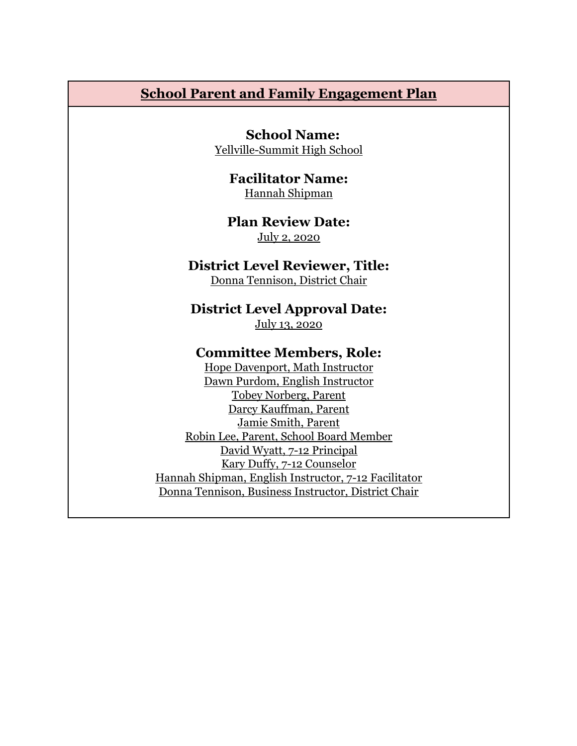# School Parent and Family Engagement Plan

**School Name:**
Yellville-Summit High School

**Facilitator Name:**
Hannah Shipman

**Plan Review Date:**
July 2, 2020

**District Level Reviewer, Title:**
Donna Tennison, District Chair

**District Level Approval Date:**
July 13, 2020

**Committee Members, Role:**
Hope Davenport, Math Instructor
Dawn Purdom, English Instructor
Tobey Norberg, Parent
Darcy Kauffman, Parent
Jamie Smith, Parent
Robin Lee, Parent, School Board Member
David Wyatt, 7-12 Principal
Kary Duffy, 7-12 Counselor
Hannah Shipman, English Instructor, 7-12 Facilitator
Donna Tennison, Business Instructor, District Chair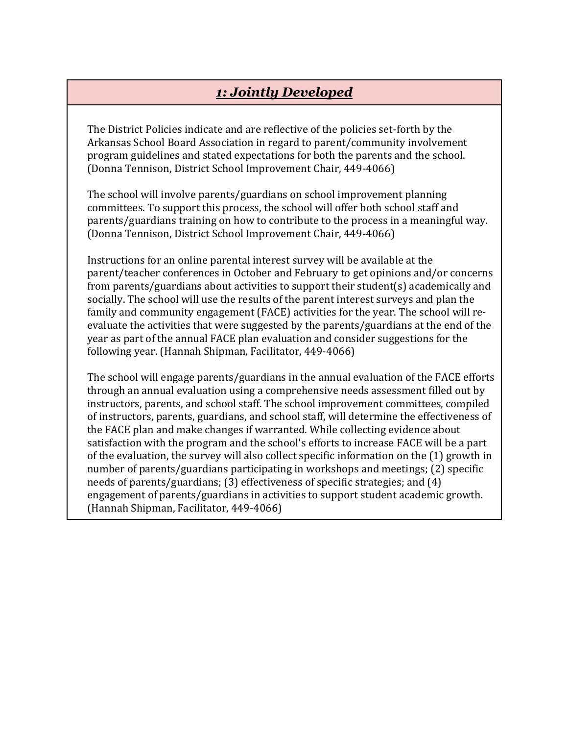## *1: Jointly Developed*

The District Policies indicate and are reflective of the policies set-forth by the Arkansas School Board Association in regard to parent/community involvement program guidelines and stated expectations for both the parents and the school. (Donna Tennison, District School Improvement Chair, 449-4066)

The school will involve parents/guardians on school improvement planning committees. To support this process, the school will offer both school staff and parents/guardians training on how to contribute to the process in a meaningful way. (Donna Tennison, District School Improvement Chair, 449-4066)

Instructions for an online parental interest survey will be available at the parent/teacher conferences in October and February to get opinions and/or concerns from parents/guardians about activities to support their student(s) academically and socially. The school will use the results of the parent interest surveys and plan the family and community engagement (FACE) activities for the year. The school will re-evaluate the activities that were suggested by the parents/guardians at the end of the year as part of the annual FACE plan evaluation and consider suggestions for the following year. (Hannah Shipman, Facilitator, 449-4066)

The school will engage parents/guardians in the annual evaluation of the FACE efforts through an annual evaluation using a comprehensive needs assessment filled out by instructors, parents, and school staff. The school improvement committees, compiled of instructors, parents, guardians, and school staff, will determine the effectiveness of the FACE plan and make changes if warranted. While collecting evidence about satisfaction with the program and the school's efforts to increase FACE will be a part of the evaluation, the survey will also collect specific information on the (1) growth in number of parents/guardians participating in workshops and meetings; (2) specific needs of parents/guardians; (3) effectiveness of specific strategies; and (4) engagement of parents/guardians in activities to support student academic growth. (Hannah Shipman, Facilitator, 449-4066)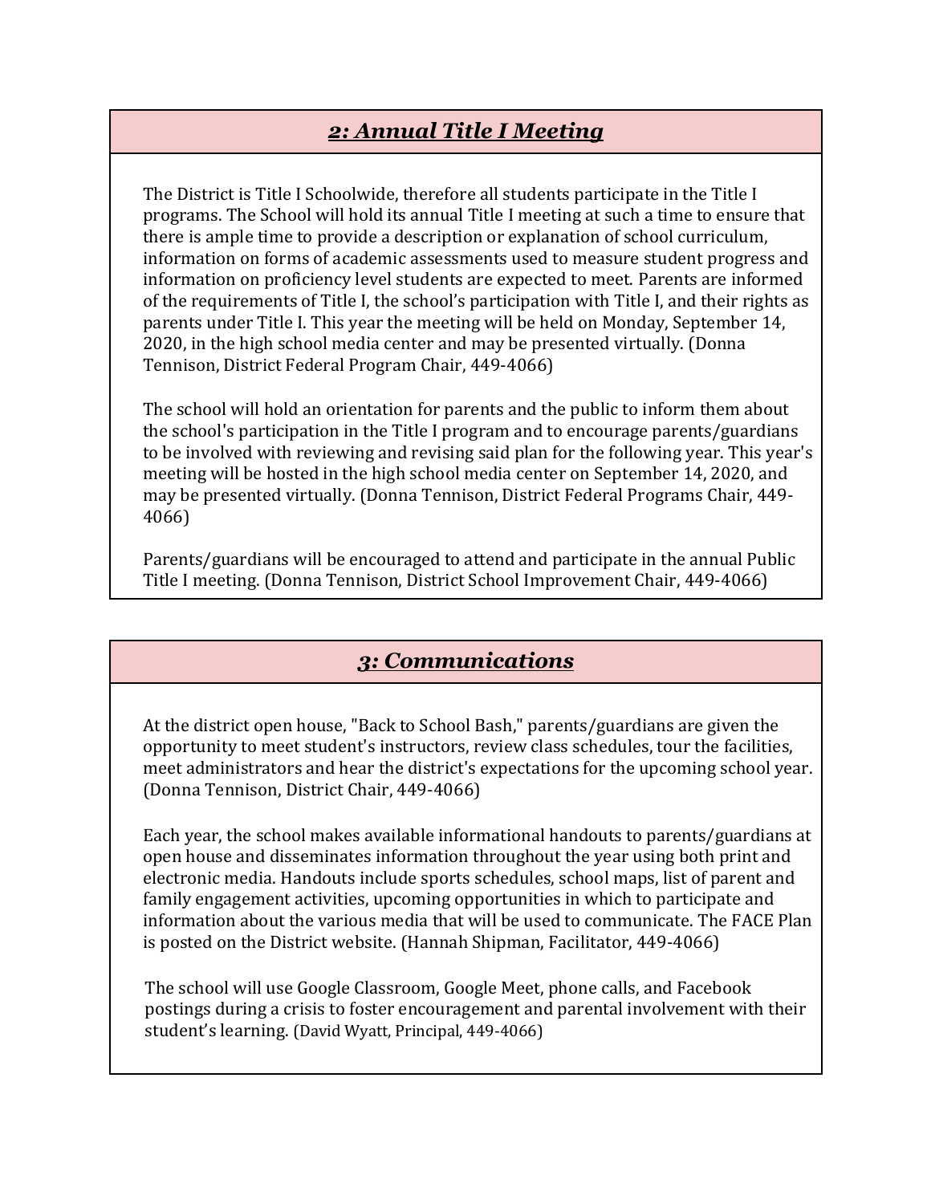## *2: Annual Title I Meeting*

The District is Title I Schoolwide, therefore all students participate in the Title I programs. The School will hold its annual Title I meeting at such a time to ensure that there is ample time to provide a description or explanation of school curriculum, information on forms of academic assessments used to measure student progress and information on proficiency level students are expected to meet. Parents are informed of the requirements of Title I, the school's participation with Title I, and their rights as parents under Title I. This year the meeting will be held on Monday, September 14, 2020, in the high school media center and may be presented virtually. (Donna Tennison, District Federal Program Chair, 449-4066)

The school will hold an orientation for parents and the public to inform them about the school's participation in the Title I program and to encourage parents/guardians to be involved with reviewing and revising said plan for the following year. This year's meeting will be hosted in the high school media center on September 14, 2020, and may be presented virtually. (Donna Tennison, District Federal Programs Chair, 449-4066)

Parents/guardians will be encouraged to attend and participate in the annual Public Title I meeting. (Donna Tennison, District School Improvement Chair, 449-4066)

## *3: Communications*

At the district open house, "Back to School Bash," parents/guardians are given the opportunity to meet student's instructors, review class schedules, tour the facilities, meet administrators and hear the district's expectations for the upcoming school year. (Donna Tennison, District Chair, 449-4066)

Each year, the school makes available informational handouts to parents/guardians at open house and disseminates information throughout the year using both print and electronic media. Handouts include sports schedules, school maps, list of parent and family engagement activities, upcoming opportunities in which to participate and information about the various media that will be used to communicate. The FACE Plan is posted on the District website. (Hannah Shipman, Facilitator, 449-4066)

The school will use Google Classroom, Google Meet, phone calls, and Facebook postings during a crisis to foster encouragement and parental involvement with their student's learning. (David Wyatt, Principal, 449-4066)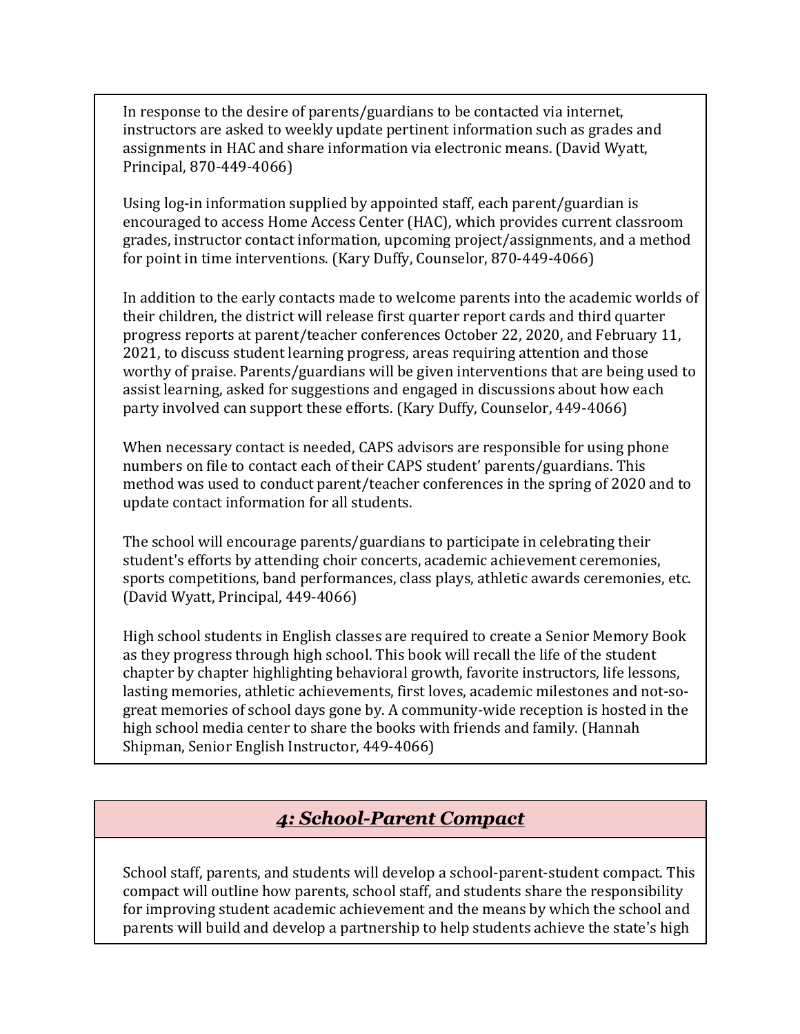In response to the desire of parents/guardians to be contacted via internet, instructors are asked to weekly update pertinent information such as grades and assignments in HAC and share information via electronic means. (David Wyatt, Principal, 870-449-4066)

Using log-in information supplied by appointed staff, each parent/guardian is encouraged to access Home Access Center (HAC), which provides current classroom grades, instructor contact information, upcoming project/assignments, and a method for point in time interventions. (Kary Duffy, Counselor, 870-449-4066)

In addition to the early contacts made to welcome parents into the academic worlds of their children, the district will release first quarter report cards and third quarter progress reports at parent/teacher conferences October 22, 2020, and February 11, 2021, to discuss student learning progress, areas requiring attention and those worthy of praise. Parents/guardians will be given interventions that are being used to assist learning, asked for suggestions and engaged in discussions about how each party involved can support these efforts. (Kary Duffy, Counselor, 449-4066)

When necessary contact is needed, CAPS advisors are responsible for using phone numbers on file to contact each of their CAPS student' parents/guardians. This method was used to conduct parent/teacher conferences in the spring of 2020 and to update contact information for all students.

The school will encourage parents/guardians to participate in celebrating their student's efforts by attending choir concerts, academic achievement ceremonies, sports competitions, band performances, class plays, athletic awards ceremonies, etc. (David Wyatt, Principal, 449-4066)

High school students in English classes are required to create a Senior Memory Book as they progress through high school. This book will recall the life of the student chapter by chapter highlighting behavioral growth, favorite instructors, life lessons, lasting memories, athletic achievements, first loves, academic milestones and not-so-great memories of school days gone by. A community-wide reception is hosted in the high school media center to share the books with friends and family. (Hannah Shipman, Senior English Instructor, 449-4066)

## ***4: School-Parent Compact***

School staff, parents, and students will develop a school-parent-student compact. This compact will outline how parents, school staff, and students share the responsibility for improving student academic achievement and the means by which the school and parents will build and develop a partnership to help students achieve the state's high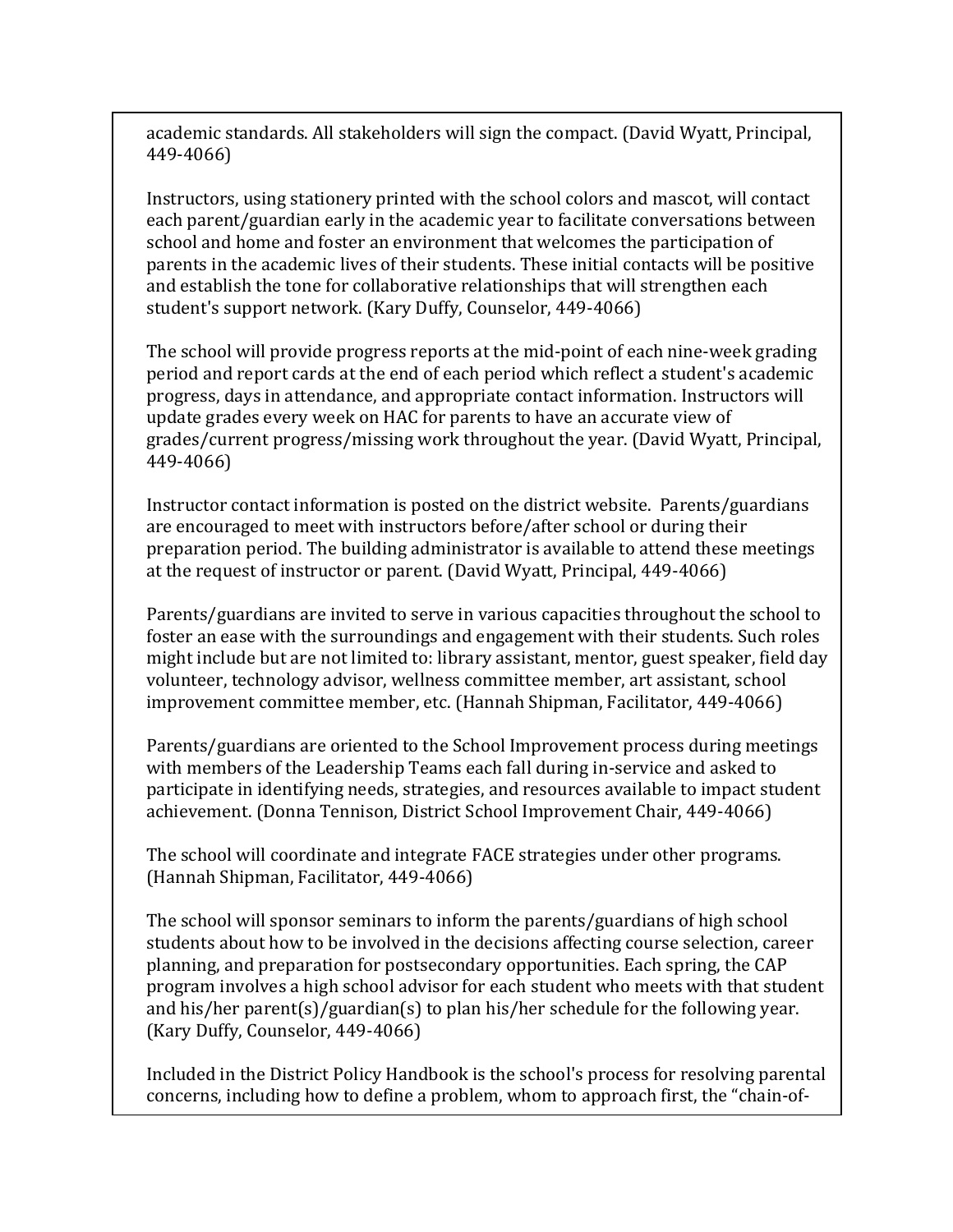academic standards. All stakeholders will sign the compact. (David Wyatt, Principal, 449-4066)

Instructors, using stationery printed with the school colors and mascot, will contact each parent/guardian early in the academic year to facilitate conversations between school and home and foster an environment that welcomes the participation of parents in the academic lives of their students. These initial contacts will be positive and establish the tone for collaborative relationships that will strengthen each student's support network. (Kary Duffy, Counselor, 449-4066)

The school will provide progress reports at the mid-point of each nine-week grading period and report cards at the end of each period which reflect a student's academic progress, days in attendance, and appropriate contact information. Instructors will update grades every week on HAC for parents to have an accurate view of grades/current progress/missing work throughout the year. (David Wyatt, Principal, 449-4066)

Instructor contact information is posted on the district website. Parents/guardians are encouraged to meet with instructors before/after school or during their preparation period. The building administrator is available to attend these meetings at the request of instructor or parent. (David Wyatt, Principal, 449-4066)

Parents/guardians are invited to serve in various capacities throughout the school to foster an ease with the surroundings and engagement with their students. Such roles might include but are not limited to: library assistant, mentor, guest speaker, field day volunteer, technology advisor, wellness committee member, art assistant, school improvement committee member, etc. (Hannah Shipman, Facilitator, 449-4066)

Parents/guardians are oriented to the School Improvement process during meetings with members of the Leadership Teams each fall during in-service and asked to participate in identifying needs, strategies, and resources available to impact student achievement. (Donna Tennison, District School Improvement Chair, 449-4066)

The school will coordinate and integrate FACE strategies under other programs. (Hannah Shipman, Facilitator, 449-4066)

The school will sponsor seminars to inform the parents/guardians of high school students about how to be involved in the decisions affecting course selection, career planning, and preparation for postsecondary opportunities. Each spring, the CAP program involves a high school advisor for each student who meets with that student and his/her parent(s)/guardian(s) to plan his/her schedule for the following year. (Kary Duffy, Counselor, 449-4066)

Included in the District Policy Handbook is the school's process for resolving parental concerns, including how to define a problem, whom to approach first, the "chain-of-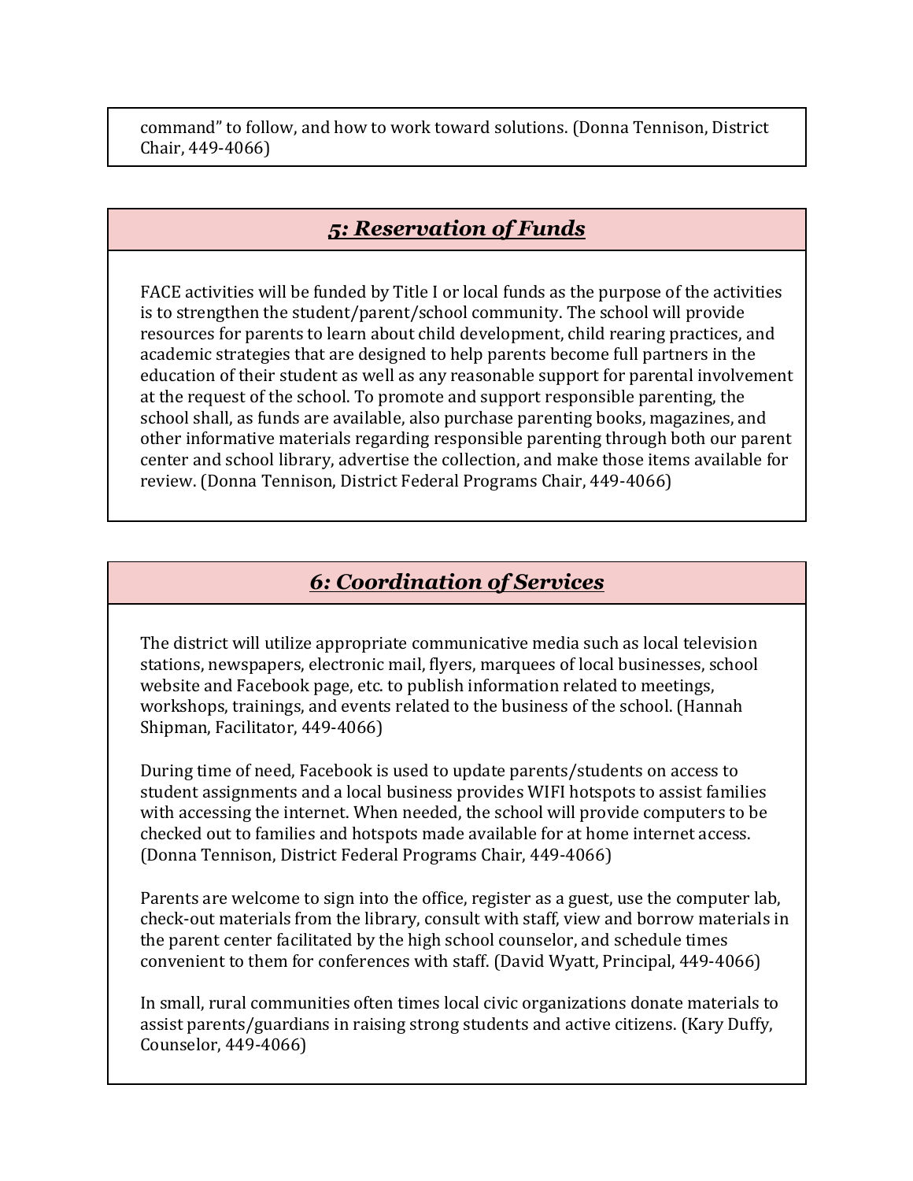command" to follow, and how to work toward solutions. (Donna Tennison, District Chair, 449-4066)

## *5: Reservation of Funds*

FACE activities will be funded by Title I or local funds as the purpose of the activities is to strengthen the student/parent/school community. The school will provide resources for parents to learn about child development, child rearing practices, and academic strategies that are designed to help parents become full partners in the education of their student as well as any reasonable support for parental involvement at the request of the school. To promote and support responsible parenting, the school shall, as funds are available, also purchase parenting books, magazines, and other informative materials regarding responsible parenting through both our parent center and school library, advertise the collection, and make those items available for review. (Donna Tennison, District Federal Programs Chair, 449-4066)

## *6: Coordination of Services*

The district will utilize appropriate communicative media such as local television stations, newspapers, electronic mail, flyers, marquees of local businesses, school website and Facebook page, etc. to publish information related to meetings, workshops, trainings, and events related to the business of the school. (Hannah Shipman, Facilitator, 449-4066)

During time of need, Facebook is used to update parents/students on access to student assignments and a local business provides WIFI hotspots to assist families with accessing the internet. When needed, the school will provide computers to be checked out to families and hotspots made available for at home internet access. (Donna Tennison, District Federal Programs Chair, 449-4066)

Parents are welcome to sign into the office, register as a guest, use the computer lab, check-out materials from the library, consult with staff, view and borrow materials in the parent center facilitated by the high school counselor, and schedule times convenient to them for conferences with staff. (David Wyatt, Principal, 449-4066)

In small, rural communities often times local civic organizations donate materials to assist parents/guardians in raising strong students and active citizens. (Kary Duffy, Counselor, 449-4066)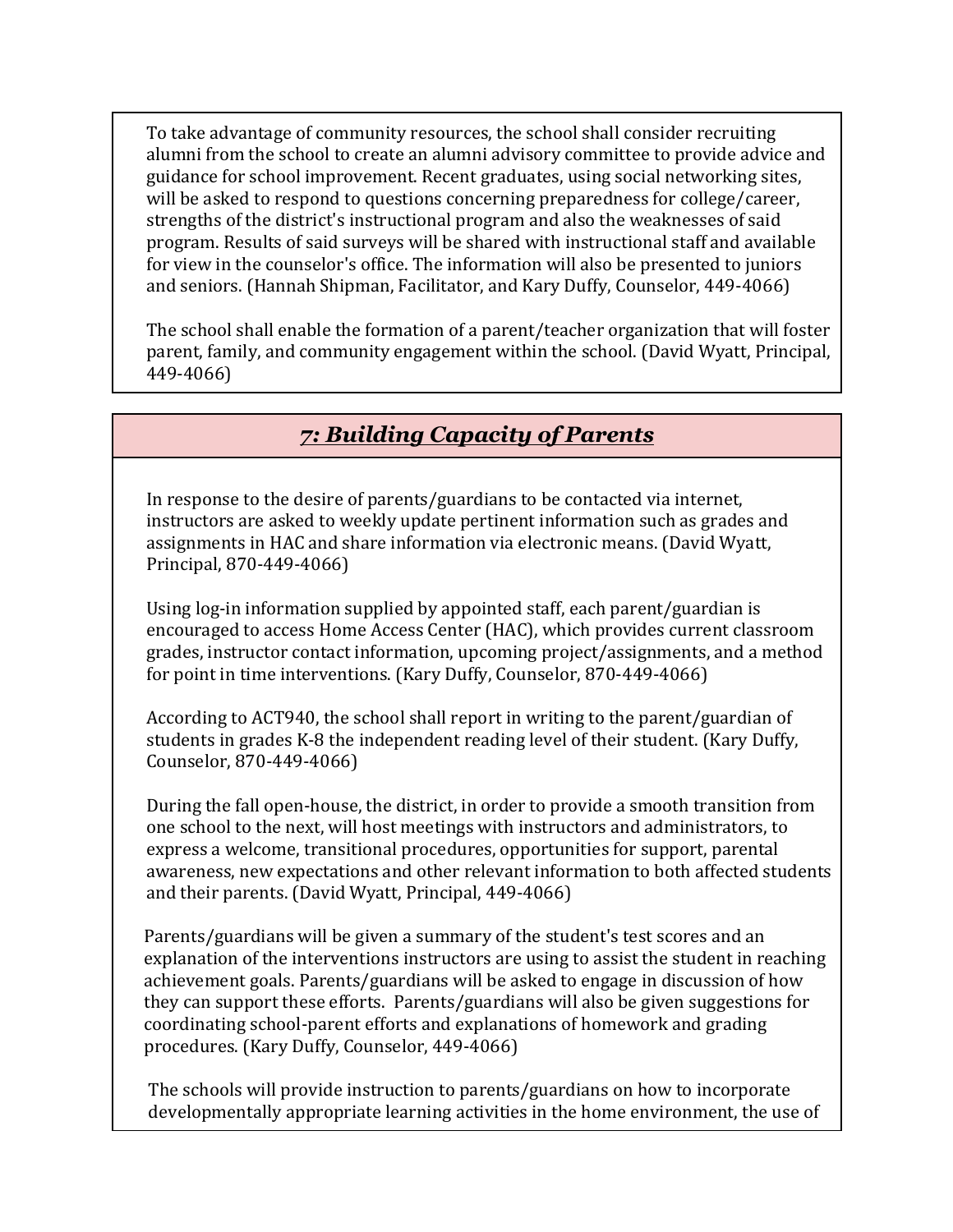To take advantage of community resources, the school shall consider recruiting alumni from the school to create an alumni advisory committee to provide advice and guidance for school improvement. Recent graduates, using social networking sites, will be asked to respond to questions concerning preparedness for college/career, strengths of the district's instructional program and also the weaknesses of said program. Results of said surveys will be shared with instructional staff and available for view in the counselor's office. The information will also be presented to juniors and seniors. (Hannah Shipman, Facilitator, and Kary Duffy, Counselor, 449-4066)

The school shall enable the formation of a parent/teacher organization that will foster parent, family, and community engagement within the school. (David Wyatt, Principal, 449-4066)

## *7: Building Capacity of Parents*

In response to the desire of parents/guardians to be contacted via internet, instructors are asked to weekly update pertinent information such as grades and assignments in HAC and share information via electronic means. (David Wyatt, Principal, 870-449-4066)

Using log-in information supplied by appointed staff, each parent/guardian is encouraged to access Home Access Center (HAC), which provides current classroom grades, instructor contact information, upcoming project/assignments, and a method for point in time interventions. (Kary Duffy, Counselor, 870-449-4066)

According to ACT940, the school shall report in writing to the parent/guardian of students in grades K-8 the independent reading level of their student. (Kary Duffy, Counselor, 870-449-4066)

During the fall open-house, the district, in order to provide a smooth transition from one school to the next, will host meetings with instructors and administrators, to express a welcome, transitional procedures, opportunities for support, parental awareness, new expectations and other relevant information to both affected students and their parents. (David Wyatt, Principal, 449-4066)

Parents/guardians will be given a summary of the student's test scores and an explanation of the interventions instructors are using to assist the student in reaching achievement goals. Parents/guardians will be asked to engage in discussion of how they can support these efforts. Parents/guardians will also be given suggestions for coordinating school-parent efforts and explanations of homework and grading procedures. (Kary Duffy, Counselor, 449-4066)

The schools will provide instruction to parents/guardians on how to incorporate developmentally appropriate learning activities in the home environment, the use of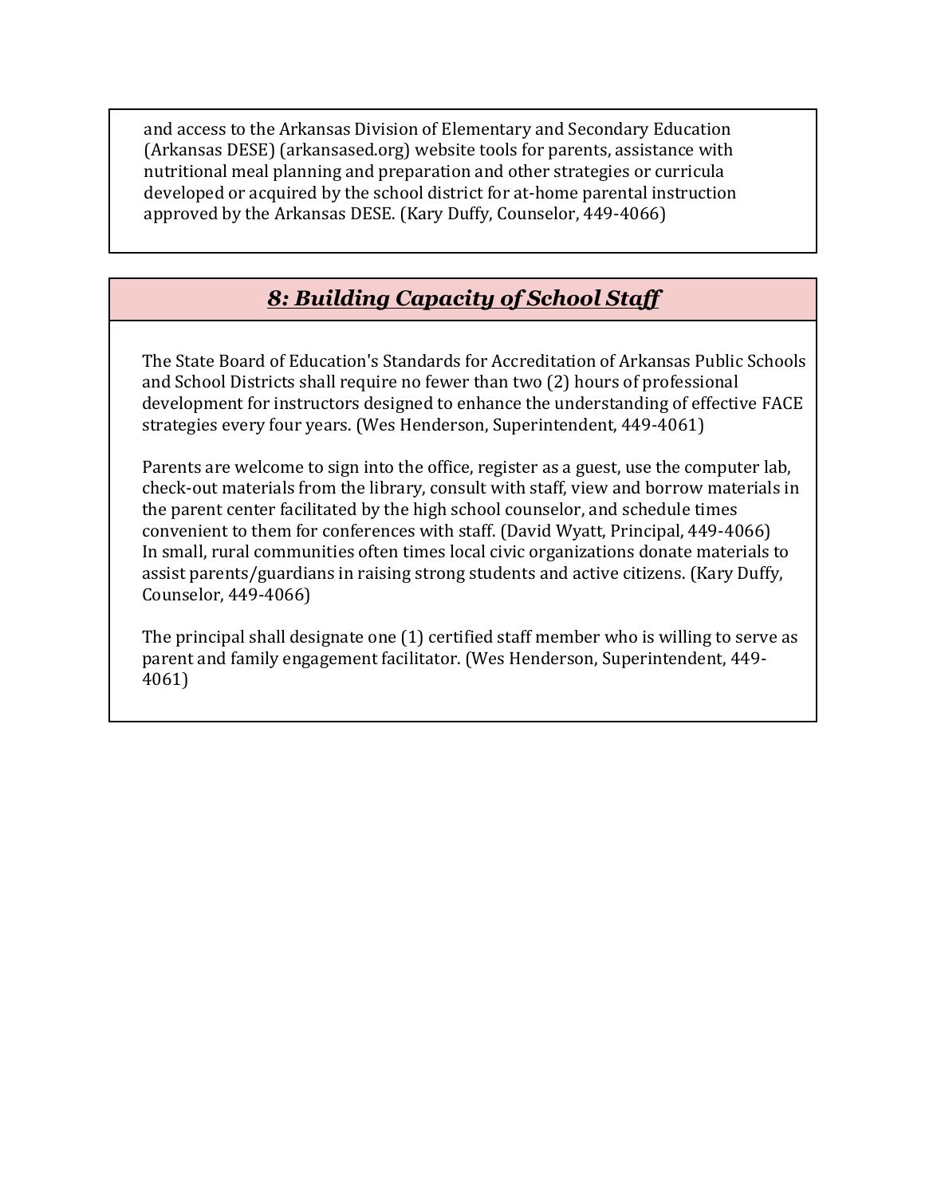and access to the Arkansas Division of Elementary and Secondary Education (Arkansas DESE) (arkansased.org) website tools for parents, assistance with nutritional meal planning and preparation and other strategies or curricula developed or acquired by the school district for at-home parental instruction approved by the Arkansas DESE. (Kary Duffy, Counselor, 449-4066)

## ***8: Building Capacity of School Staff***

The State Board of Education's Standards for Accreditation of Arkansas Public Schools and School Districts shall require no fewer than two (2) hours of professional development for instructors designed to enhance the understanding of effective FACE strategies every four years. (Wes Henderson, Superintendent, 449-4061)

Parents are welcome to sign into the office, register as a guest, use the computer lab, check-out materials from the library, consult with staff, view and borrow materials in the parent center facilitated by the high school counselor, and schedule times convenient to them for conferences with staff. (David Wyatt, Principal, 449-4066)
In small, rural communities often times local civic organizations donate materials to assist parents/guardians in raising strong students and active citizens. (Kary Duffy, Counselor, 449-4066)

The principal shall designate one (1) certified staff member who is willing to serve as parent and family engagement facilitator. (Wes Henderson, Superintendent, 449-4061)